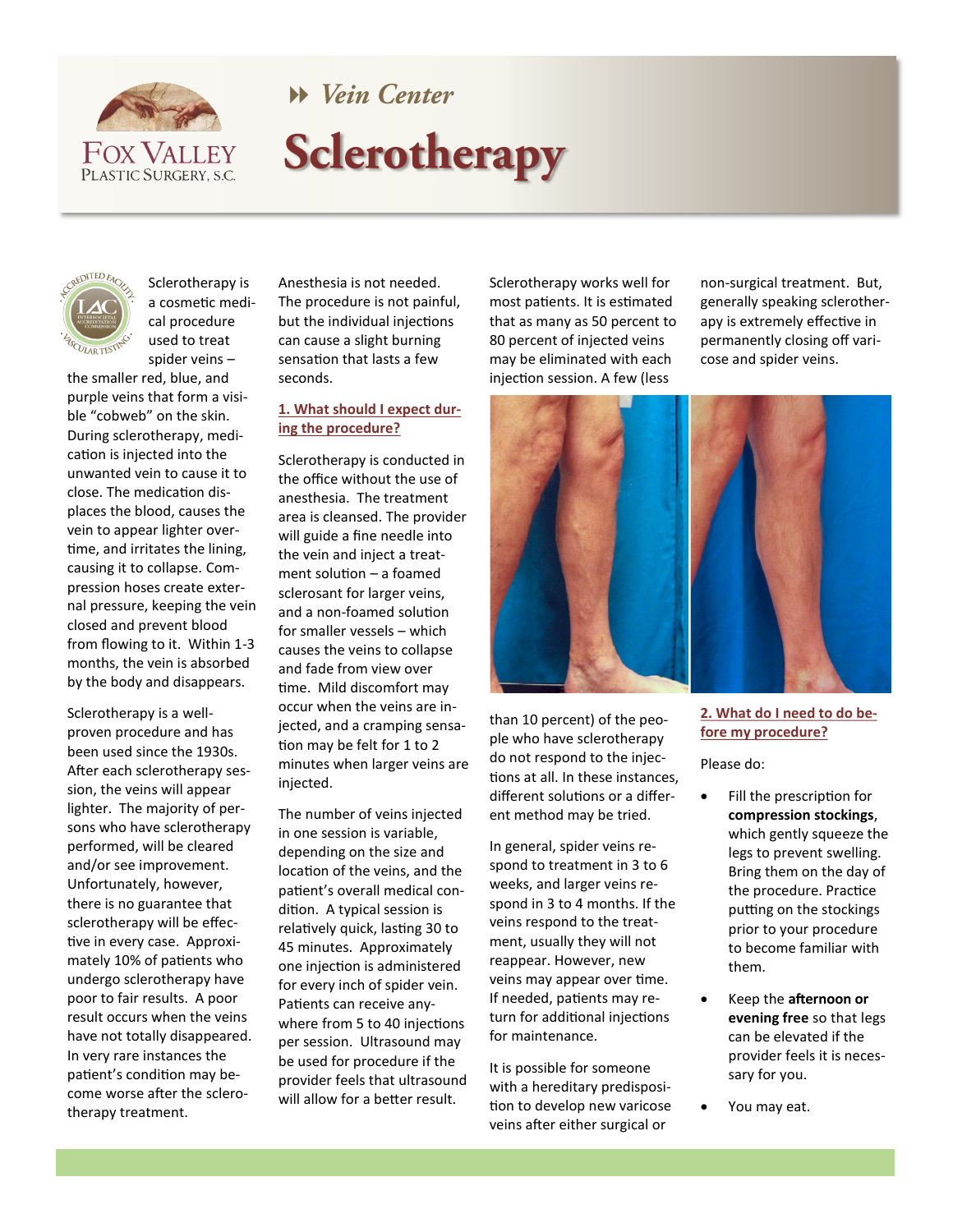Fox Valley Plastic Surgery, S.C.

Vein Center

# Sclerotherapy

Sclerotherapy is a cosmetic medical procedure used to treat spider veins – the smaller red, blue, and purple veins that form a visible "cobweb" on the skin. During sclerotherapy, medication is injected into the unwanted vein to cause it to close. The medication displaces the blood, causes the vein to appear lighter overtime, and irritates the lining, causing it to collapse. Compression hoses create external pressure, keeping the vein closed and prevent blood from flowing to it. Within 1-3 months, the vein is absorbed by the body and disappears.

Sclerotherapy is a well-proven procedure and has been used since the 1930s. After each sclerotherapy session, the veins will appear lighter. The majority of persons who have sclerotherapy performed, will be cleared and/or see improvement. Unfortunately, however, there is no guarantee that sclerotherapy will be effective in every case. Approximately 10% of patients who undergo sclerotherapy have poor to fair results. A poor result occurs when the veins have not totally disappeared. In very rare instances the patient's condition may become worse after the sclerotherapy treatment.

Anesthesia is not needed. The procedure is not painful, but the individual injections can cause a slight burning sensation that lasts a few seconds.

## 1. What should I expect during the procedure?

Sclerotherapy is conducted in the office without the use of anesthesia. The treatment area is cleansed. The provider will guide a fine needle into the vein and inject a treatment solution – a foamed sclerosant for larger veins, and a non-foamed solution for smaller vessels – which causes the veins to collapse and fade from view over time. Mild discomfort may occur when the veins are injected, and a cramping sensation may be felt for 1 to 2 minutes when larger veins are injected.

The number of veins injected in one session is variable, depending on the size and location of the veins, and the patient's overall medical condition. A typical session is relatively quick, lasting 30 to 45 minutes. Approximately one injection is administered for every inch of spider vein. Patients can receive anywhere from 5 to 40 injections per session. Ultrasound may be used for procedure if the provider feels that ultrasound will allow for a better result.

Sclerotherapy works well for most patients. It is estimated that as many as 50 percent to 80 percent of injected veins may be eliminated with each injection session. A few (less than 10 percent) of the people who have sclerotherapy do not respond to the injections at all. In these instances, different solutions or a different method may be tried.

In general, spider veins respond to treatment in 3 to 6 weeks, and larger veins respond in 3 to 4 months. If the veins respond to the treatment, usually they will not reappear. However, new veins may appear over time. If needed, patients may return for additional injections for maintenance.

It is possible for someone with a hereditary predisposition to develop new varicose veins after either surgical or non-surgical treatment. But, generally speaking sclerotherapy is extremely effective in permanently closing off varicose and spider veins.

## 2. What do I need to do before my procedure?

Please do:

- Fill the prescription for **compression stockings**, which gently squeeze the legs to prevent swelling. Bring them on the day of the procedure. Practice putting on the stockings prior to your procedure to become familiar with them.
- Keep the **afternoon or evening free** so that legs can be elevated if the provider feels it is necessary for you.
- You may eat.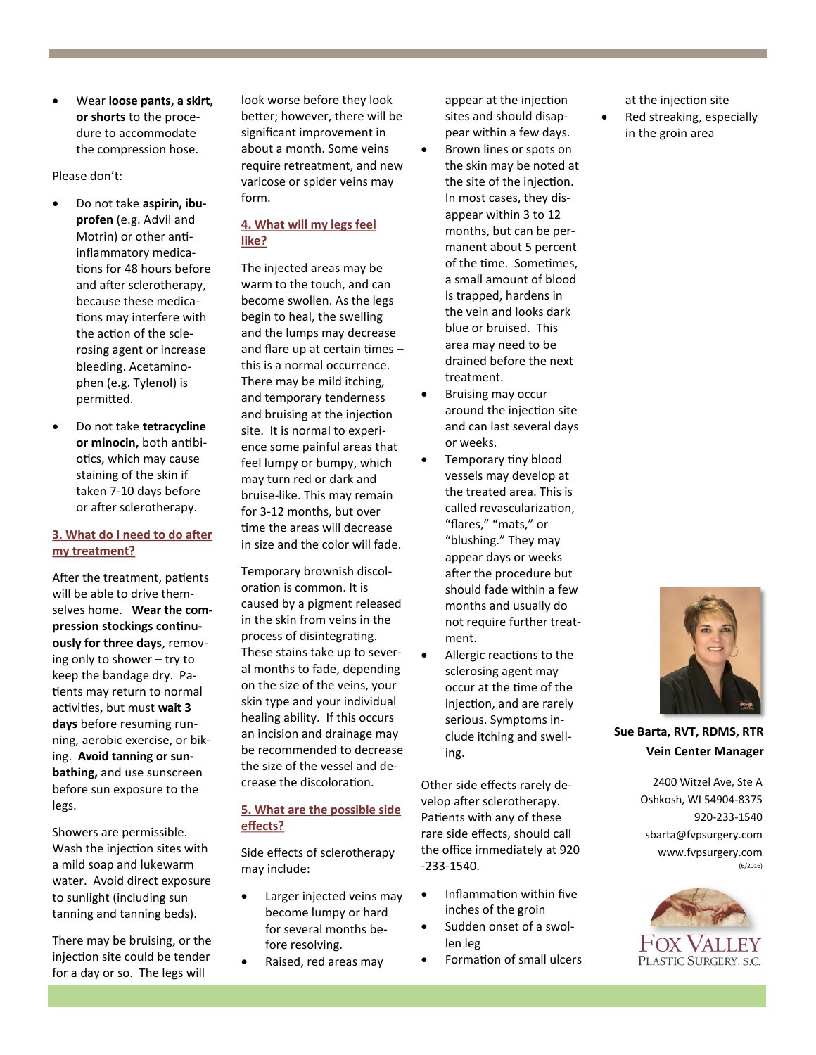- Wear **loose pants, a skirt, or shorts** to the procedure to accommodate the compression hose.

Please don't:

- Do not take **aspirin, ibuprofen** (e.g. Advil and Motrin) or other anti-inflammatory medications for 48 hours before and after sclerotherapy, because these medications may interfere with the action of the sclerosing agent or increase bleeding. Acetaminophen (e.g. Tylenol) is permitted.
- Do not take **tetracycline or minocin,** both antibiotics, which may cause staining of the skin if taken 7-10 days before or after sclerotherapy.

## 3. What do I need to do after my treatment?

After the treatment, patients will be able to drive themselves home. **Wear the compression stockings continuously for three days**, removing only to shower – try to keep the bandage dry. Patients may return to normal activities, but must **wait 3 days** before resuming running, aerobic exercise, or biking. **Avoid tanning or sunbathing,** and use sunscreen before sun exposure to the legs.

Showers are permissible. Wash the injection sites with a mild soap and lukewarm water. Avoid direct exposure to sunlight (including sun tanning and tanning beds).

There may be bruising, or the injection site could be tender for a day or so. The legs will look worse before they look better; however, there will be significant improvement in about a month. Some veins require retreatment, and new varicose or spider veins may form.

## 4. What will my legs feel like?

The injected areas may be warm to the touch, and can become swollen. As the legs begin to heal, the swelling and the lumps may decrease and flare up at certain times – this is a normal occurrence. There may be mild itching, and temporary tenderness and bruising at the injection site. It is normal to experience some painful areas that feel lumpy or bumpy, which may turn red or dark and bruise-like. This may remain for 3-12 months, but over time the areas will decrease in size and the color will fade.

Temporary brownish discoloration is common. It is caused by a pigment released in the skin from veins in the process of disintegrating. These stains take up to several months to fade, depending on the size of the veins, your skin type and your individual healing ability. If this occurs an incision and drainage may be recommended to decrease the size of the vessel and decrease the discoloration.

## 5. What are the possible side effects?

Side effects of sclerotherapy may include:

- Larger injected veins may become lumpy or hard for several months before resolving.
- Raised, red areas may appear at the injection sites and should disappear within a few days.
- Brown lines or spots on the skin may be noted at the site of the injection. In most cases, they disappear within 3 to 12 months, but can be permanent about 5 percent of the time. Sometimes, a small amount of blood is trapped, hardens in the vein and looks dark blue or bruised. This area may need to be drained before the next treatment.
- Bruising may occur around the injection site and can last several days or weeks.
- Temporary tiny blood vessels may develop at the treated area. This is called revascularization, "flares," "mats," or "blushing." They may appear days or weeks after the procedure but should fade within a few months and usually do not require further treatment.
- Allergic reactions to the sclerosing agent may occur at the time of the injection, and are rarely serious. Symptoms include itching and swelling.

Other side effects rarely develop after sclerotherapy. Patients with any of these rare side effects, should call the office immediately at 920-233-1540.

- Inflammation within five inches of the groin
- Sudden onset of a swollen leg
- Formation of small ulcers at the injection site
- Red streaking, especially in the groin area

**Sue Barta, RVT, RDMS, RTR**
**Vein Center Manager**

2400 Witzel Ave, Ste A
Oshkosh, WI 54904-8375
920-233-1540
sbarta@fvpsurgery.com
www.fvpsurgery.com
(6/2016)

FOX VALLEY
PLASTIC SURGERY, S.C.